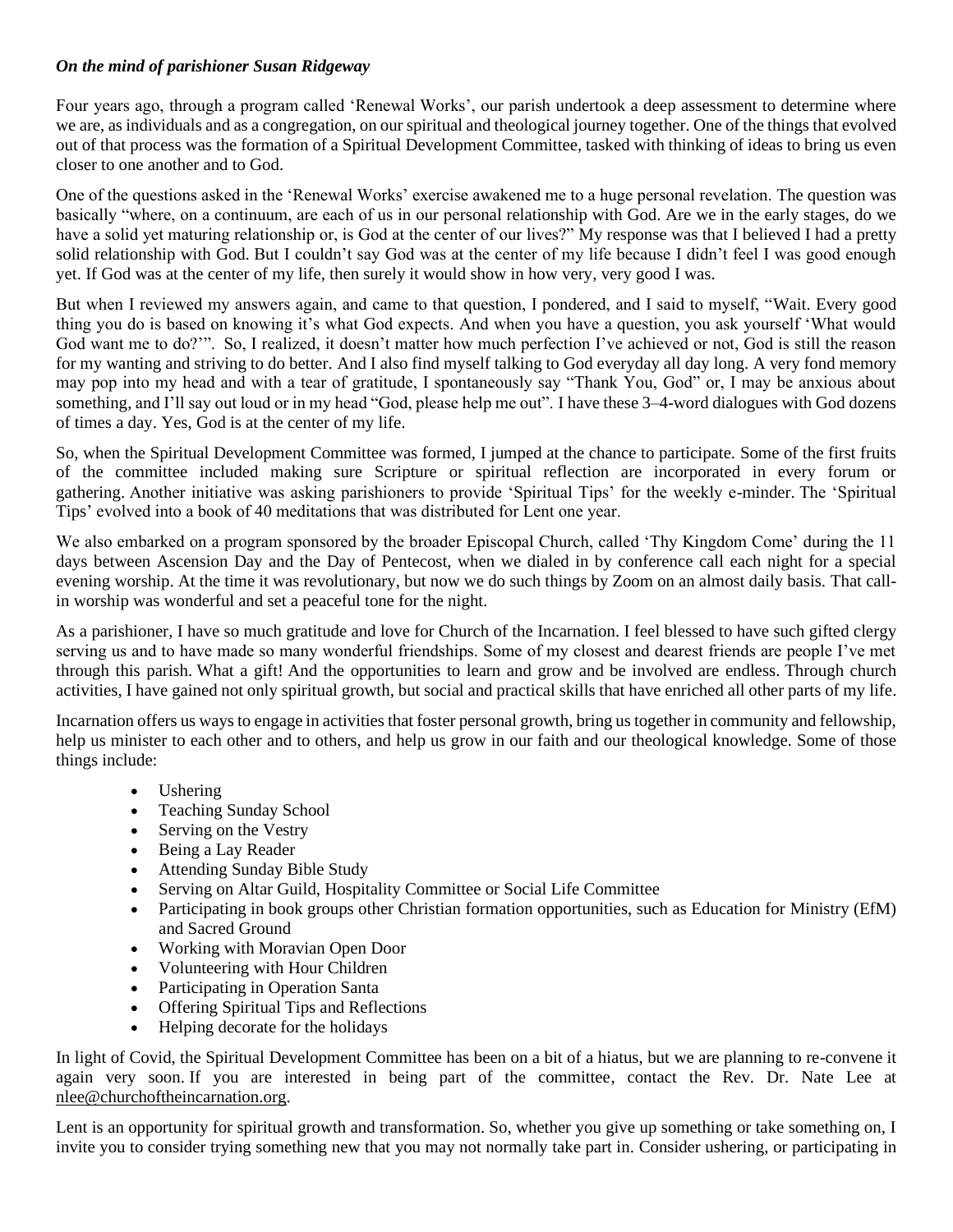***On the mind of parishioner Susan Ridgeway***

Four years ago, through a program called 'Renewal Works', our parish undertook a deep assessment to determine where we are, as individuals and as a congregation, on our spiritual and theological journey together. One of the things that evolved out of that process was the formation of a Spiritual Development Committee, tasked with thinking of ideas to bring us even closer to one another and to God.

One of the questions asked in the 'Renewal Works' exercise awakened me to a huge personal revelation. The question was basically "where, on a continuum, are each of us in our personal relationship with God. Are we in the early stages, do we have a solid yet maturing relationship or, is God at the center of our lives?" My response was that I believed I had a pretty solid relationship with God. But I couldn't say God was at the center of my life because I didn't feel I was good enough yet. If God was at the center of my life, then surely it would show in how very, very good I was.

But when I reviewed my answers again, and came to that question, I pondered, and I said to myself, "Wait. Every good thing you do is based on knowing it's what God expects. And when you have a question, you ask yourself 'What would God want me to do?'". So, I realized, it doesn't matter how much perfection I've achieved or not, God is still the reason for my wanting and striving to do better. And I also find myself talking to God everyday all day long. A very fond memory may pop into my head and with a tear of gratitude, I spontaneously say "Thank You, God" or, I may be anxious about something, and I'll say out loud or in my head "God, please help me out". I have these 3–4-word dialogues with God dozens of times a day. Yes, God is at the center of my life.

So, when the Spiritual Development Committee was formed, I jumped at the chance to participate. Some of the first fruits of the committee included making sure Scripture or spiritual reflection are incorporated in every forum or gathering. Another initiative was asking parishioners to provide 'Spiritual Tips' for the weekly e-minder. The 'Spiritual Tips' evolved into a book of 40 meditations that was distributed for Lent one year.

We also embarked on a program sponsored by the broader Episcopal Church, called 'Thy Kingdom Come' during the 11 days between Ascension Day and the Day of Pentecost, when we dialed in by conference call each night for a special evening worship. At the time it was revolutionary, but now we do such things by Zoom on an almost daily basis. That call-in worship was wonderful and set a peaceful tone for the night.

As a parishioner, I have so much gratitude and love for Church of the Incarnation. I feel blessed to have such gifted clergy serving us and to have made so many wonderful friendships. Some of my closest and dearest friends are people I've met through this parish. What a gift! And the opportunities to learn and grow and be involved are endless. Through church activities, I have gained not only spiritual growth, but social and practical skills that have enriched all other parts of my life.

Incarnation offers us ways to engage in activities that foster personal growth, bring us together in community and fellowship, help us minister to each other and to others, and help us grow in our faith and our theological knowledge. Some of those things include:

- Ushering
- Teaching Sunday School
- Serving on the Vestry
- Being a Lay Reader
- Attending Sunday Bible Study
- Serving on Altar Guild, Hospitality Committee or Social Life Committee
- Participating in book groups other Christian formation opportunities, such as Education for Ministry (EfM) and Sacred Ground
- Working with Moravian Open Door
- Volunteering with Hour Children
- Participating in Operation Santa
- Offering Spiritual Tips and Reflections
- Helping decorate for the holidays

In light of Covid, the Spiritual Development Committee has been on a bit of a hiatus, but we are planning to re-convene it again very soon. If you are interested in being part of the committee, contact the Rev. Dr. Nate Lee at nlee@churchoftheincarnation.org.

Lent is an opportunity for spiritual growth and transformation. So, whether you give up something or take something on, I invite you to consider trying something new that you may not normally take part in. Consider ushering, or participating in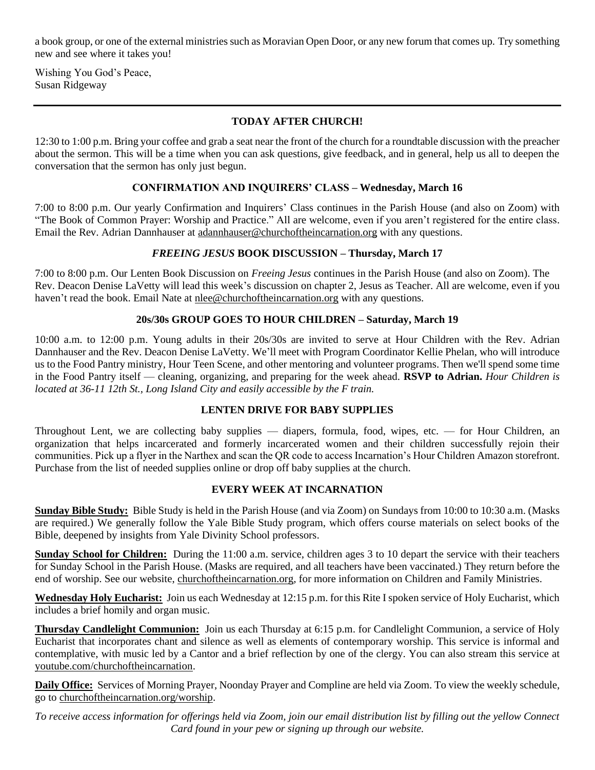a book group, or one of the external ministries such as Moravian Open Door, or any new forum that comes up. Try something new and see where it takes you!

Wishing You God's Peace,
Susan Ridgeway

---

## TODAY AFTER CHURCH!

12:30 to 1:00 p.m. Bring your coffee and grab a seat near the front of the church for a roundtable discussion with the preacher about the sermon. This will be a time when you can ask questions, give feedback, and in general, help us all to deepen the conversation that the sermon has only just begun.

## CONFIRMATION AND INQUIRERS' CLASS – Wednesday, March 16

7:00 to 8:00 p.m. Our yearly Confirmation and Inquirers' Class continues in the Parish House (and also on Zoom) with "The Book of Common Prayer: Worship and Practice." All are welcome, even if you aren't registered for the entire class. Email the Rev. Adrian Dannhauser at adannhauser@churchoftheincarnation.org with any questions.

## *FREEING JESUS* BOOK DISCUSSION – Thursday, March 17

7:00 to 8:00 p.m. Our Lenten Book Discussion on *Freeing Jesus* continues in the Parish House (and also on Zoom). The Rev. Deacon Denise LaVetty will lead this week's discussion on chapter 2, Jesus as Teacher. All are welcome, even if you haven't read the book. Email Nate at nlee@churchoftheincarnation.org with any questions.

## 20s/30s GROUP GOES TO HOUR CHILDREN – Saturday, March 19

10:00 a.m. to 12:00 p.m. Young adults in their 20s/30s are invited to serve at Hour Children with the Rev. Adrian Dannhauser and the Rev. Deacon Denise LaVetty. We'll meet with Program Coordinator Kellie Phelan, who will introduce us to the Food Pantry ministry, Hour Teen Scene, and other mentoring and volunteer programs. Then we'll spend some time in the Food Pantry itself — cleaning, organizing, and preparing for the week ahead. **RSVP to Adrian.** *Hour Children is located at 36-11 12th St., Long Island City and easily accessible by the F train.*

## LENTEN DRIVE FOR BABY SUPPLIES

Throughout Lent, we are collecting baby supplies — diapers, formula, food, wipes, etc. — for Hour Children, an organization that helps incarcerated and formerly incarcerated women and their children successfully rejoin their communities. Pick up a flyer in the Narthex and scan the QR code to access Incarnation's Hour Children Amazon storefront. Purchase from the list of needed supplies online or drop off baby supplies at the church.

## EVERY WEEK AT INCARNATION

**Sunday Bible Study:** Bible Study is held in the Parish House (and via Zoom) on Sundays from 10:00 to 10:30 a.m. (Masks are required.) We generally follow the Yale Bible Study program, which offers course materials on select books of the Bible, deepened by insights from Yale Divinity School professors.

**Sunday School for Children:** During the 11:00 a.m. service, children ages 3 to 10 depart the service with their teachers for Sunday School in the Parish House. (Masks are required, and all teachers have been vaccinated.) They return before the end of worship. See our website, churchoftheincarnation.org, for more information on Children and Family Ministries.

**Wednesday Holy Eucharist:** Join us each Wednesday at 12:15 p.m. for this Rite I spoken service of Holy Eucharist, which includes a brief homily and organ music.

**Thursday Candlelight Communion:** Join us each Thursday at 6:15 p.m. for Candlelight Communion, a service of Holy Eucharist that incorporates chant and silence as well as elements of contemporary worship. This service is informal and contemplative, with music led by a Cantor and a brief reflection by one of the clergy. You can also stream this service at youtube.com/churchoftheincarnation.

**Daily Office:** Services of Morning Prayer, Noonday Prayer and Compline are held via Zoom. To view the weekly schedule, go to churchoftheincarnation.org/worship.

*To receive access information for offerings held via Zoom, join our email distribution list by filling out the yellow Connect Card found in your pew or signing up through our website.*